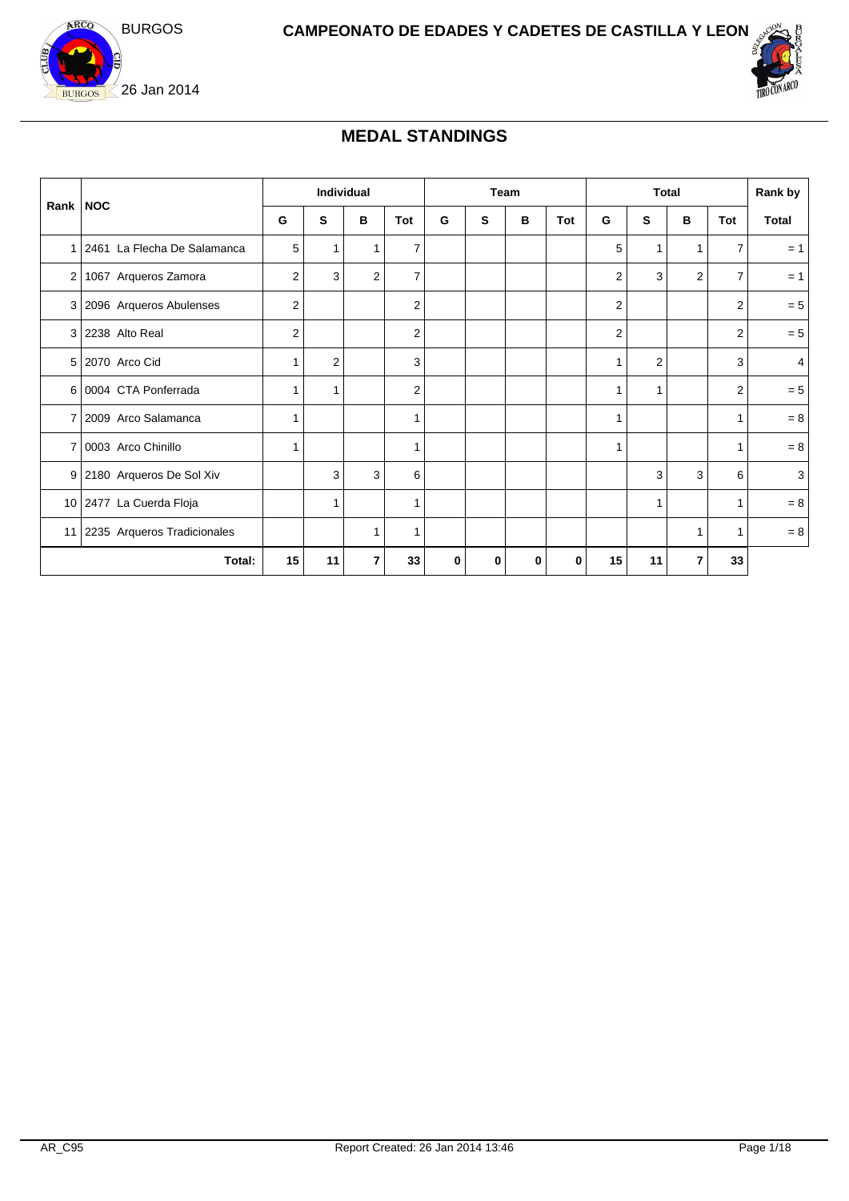BURGOS

# CAMPEONATO DE EDADES Y CADETES DE CASTILLA Y LEON

26 Jan 2014

## MEDAL STANDINGS

| Rank | NOC | Individual | | | | Team | | | | Total | | | | Rank by |
|---|---|---|---|---|---|---|---|---|---|---|---|---|---|---|
| | | G | S | B | Tot | G | S | B | Tot | G | S | B | Tot | Total |
| 1 | 2461 La Flecha De Salamanca | 5 | 1 | 1 | 7 | | | | | 5 | 1 | 1 | 7 | = 1 |
| 2 | 1067 Arqueros Zamora | 2 | 3 | 2 | 7 | | | | | 2 | 3 | 2 | 7 | = 1 |
| 3 | 2096 Arqueros Abulenses | 2 | | | 2 | | | | | 2 | | | 2 | = 5 |
| 3 | 2238 Alto Real | 2 | | | 2 | | | | | 2 | | | 2 | = 5 |
| 5 | 2070 Arco Cid | 1 | 2 | | 3 | | | | | 1 | 2 | | 3 | 4 |
| 6 | 0004 CTA Ponferrada | 1 | 1 | | 2 | | | | | 1 | 1 | | 2 | = 5 |
| 7 | 2009 Arco Salamanca | 1 | | | 1 | | | | | 1 | | | 1 | = 8 |
| 7 | 0003 Arco Chinillo | 1 | | | 1 | | | | | 1 | | | 1 | = 8 |
| 9 | 2180 Arqueros De Sol Xiv | | 3 | 3 | 6 | | | | | | 3 | 3 | 6 | 3 |
| 10 | 2477 La Cuerda Floja | | 1 | | 1 | | | | | | 1 | | 1 | = 8 |
| 11 | 2235 Arqueros Tradicionales | | | 1 | 1 | | | | | | | 1 | 1 | = 8 |
| | **Total:** | **15** | **11** | **7** | **33** | **0** | **0** | **0** | **0** | **15** | **11** | **7** | **33** | |

AR_C95 Report Created: 26 Jan 2014 13:46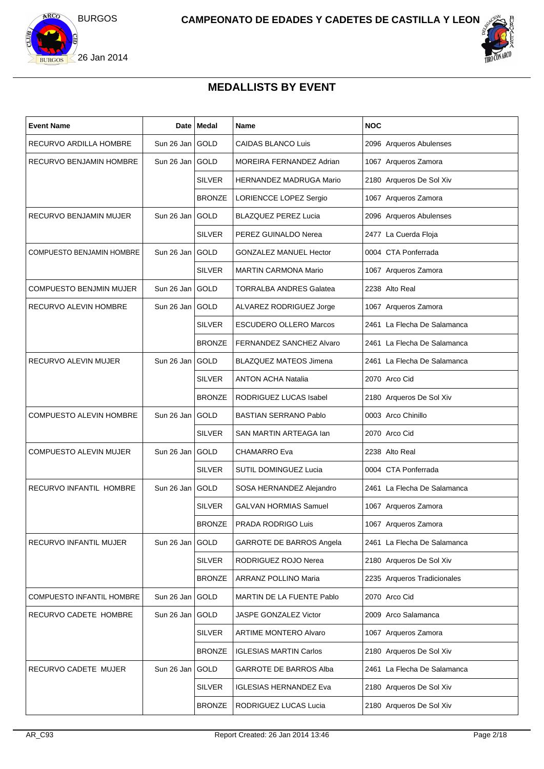## MEDALLISTS BY EVENT

| Event Name | Date | Medal | Name | NOC |
|---|---|---|---|---|
| RECURVO ARDILLA HOMBRE | Sun 26 Jan | GOLD | CAIDAS BLANCO Luis | 2096 Arqueros Abulenses |
| RECURVO BENJAMIN HOMBRE | Sun 26 Jan | GOLD | MOREIRA FERNANDEZ Adrian | 1067 Arqueros Zamora |
| | | SILVER | HERNANDEZ MADRUGA Mario | 2180 Arqueros De Sol Xiv |
| | | BRONZE | LORIENCCE LOPEZ Sergio | 1067 Arqueros Zamora |
| RECURVO BENJAMIN MUJER | Sun 26 Jan | GOLD | BLAZQUEZ PEREZ Lucia | 2096 Arqueros Abulenses |
| | | SILVER | PEREZ GUINALDO Nerea | 2477 La Cuerda Floja |
| COMPUESTO BENJAMIN HOMBRE | Sun 26 Jan | GOLD | GONZALEZ MANUEL Hector | 0004 CTA Ponferrada |
| | | SILVER | MARTIN CARMONA Mario | 1067 Arqueros Zamora |
| COMPUESTO BENJMIN MUJER | Sun 26 Jan | GOLD | TORRALBA ANDRES Galatea | 2238 Alto Real |
| RECURVO ALEVIN HOMBRE | Sun 26 Jan | GOLD | ALVAREZ RODRIGUEZ Jorge | 1067 Arqueros Zamora |
| | | SILVER | ESCUDERO OLLERO Marcos | 2461 La Flecha De Salamanca |
| | | BRONZE | FERNANDEZ SANCHEZ Alvaro | 2461 La Flecha De Salamanca |
| RECURVO ALEVIN MUJER | Sun 26 Jan | GOLD | BLAZQUEZ MATEOS Jimena | 2461 La Flecha De Salamanca |
| | | SILVER | ANTON ACHA Natalia | 2070 Arco Cid |
| | | BRONZE | RODRIGUEZ LUCAS Isabel | 2180 Arqueros De Sol Xiv |
| COMPUESTO ALEVIN HOMBRE | Sun 26 Jan | GOLD | BASTIAN SERRANO Pablo | 0003 Arco Chinillo |
| | | SILVER | SAN MARTIN ARTEAGA Ian | 2070 Arco Cid |
| COMPUESTO ALEVIN MUJER | Sun 26 Jan | GOLD | CHAMARRO Eva | 2238 Alto Real |
| | | SILVER | SUTIL DOMINGUEZ Lucia | 0004 CTA Ponferrada |
| RECURVO INFANTIL HOMBRE | Sun 26 Jan | GOLD | SOSA HERNANDEZ Alejandro | 2461 La Flecha De Salamanca |
| | | SILVER | GALVAN HORMIAS Samuel | 1067 Arqueros Zamora |
| | | BRONZE | PRADA RODRIGO Luis | 1067 Arqueros Zamora |
| RECURVO INFANTIL MUJER | Sun 26 Jan | GOLD | GARROTE DE BARROS Angela | 2461 La Flecha De Salamanca |
| | | SILVER | RODRIGUEZ ROJO Nerea | 2180 Arqueros De Sol Xiv |
| | | BRONZE | ARRANZ POLLINO Maria | 2235 Arqueros Tradicionales |
| COMPUESTO INFANTIL HOMBRE | Sun 26 Jan | GOLD | MARTIN DE LA FUENTE Pablo | 2070 Arco Cid |
| RECURVO CADETE HOMBRE | Sun 26 Jan | GOLD | JASPE GONZALEZ Victor | 2009 Arco Salamanca |
| | | SILVER | ARTIME MONTERO Alvaro | 1067 Arqueros Zamora |
| | | BRONZE | IGLESIAS MARTIN Carlos | 2180 Arqueros De Sol Xiv |
| RECURVO CADETE MUJER | Sun 26 Jan | GOLD | GARROTE DE BARROS Alba | 2461 La Flecha De Salamanca |
| | | SILVER | IGLESIAS HERNANDEZ Eva | 2180 Arqueros De Sol Xiv |
| | | BRONZE | RODRIGUEZ LUCAS Lucia | 2180 Arqueros De Sol Xiv |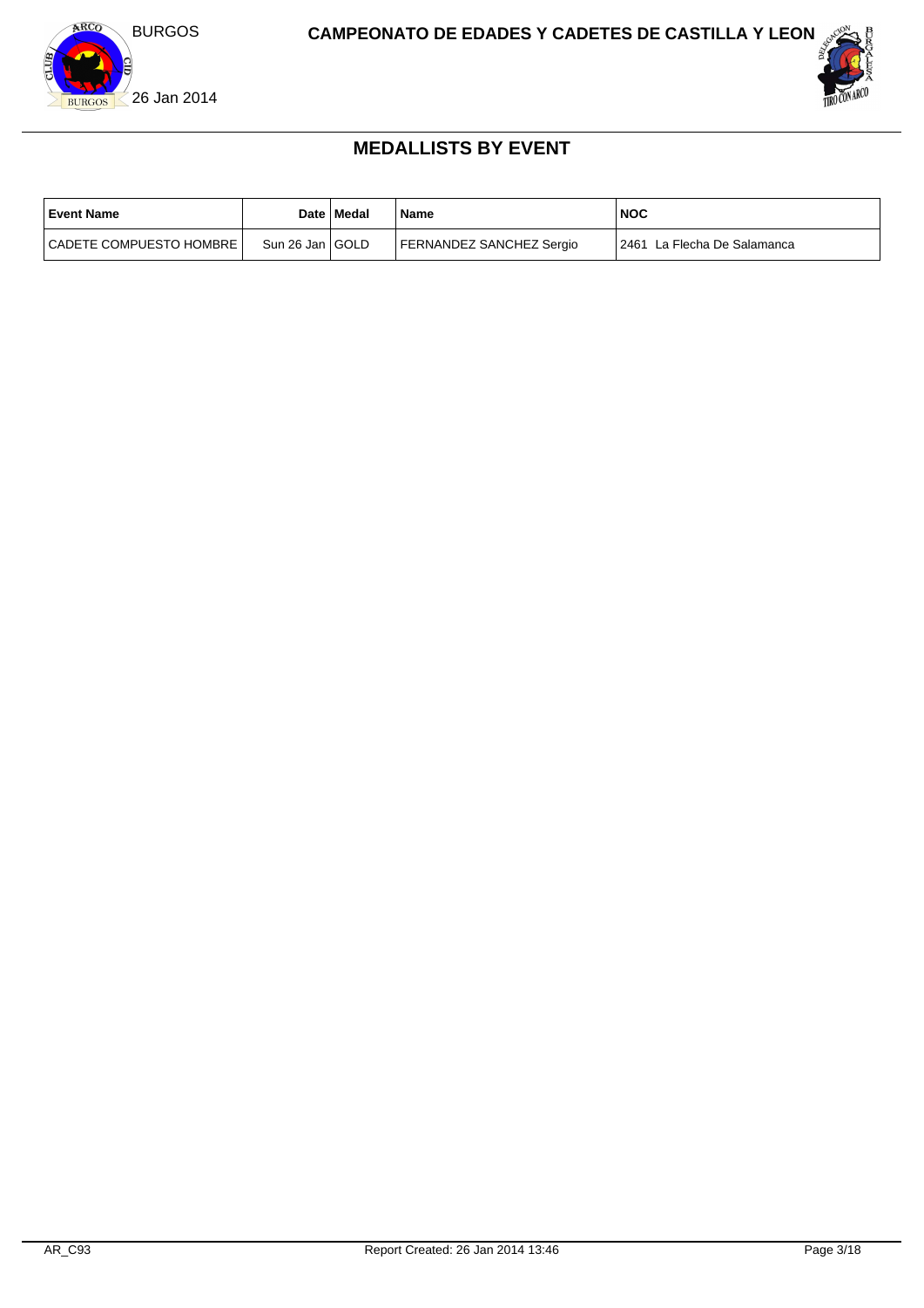# MEDALLISTS BY EVENT

| Event Name | Date | Medal | Name | NOC |
|---|---|---|---|---|
| CADETE COMPUESTO HOMBRE | Sun 26 Jan | GOLD | FERNANDEZ SANCHEZ Sergio | 2461 La Flecha De Salamanca |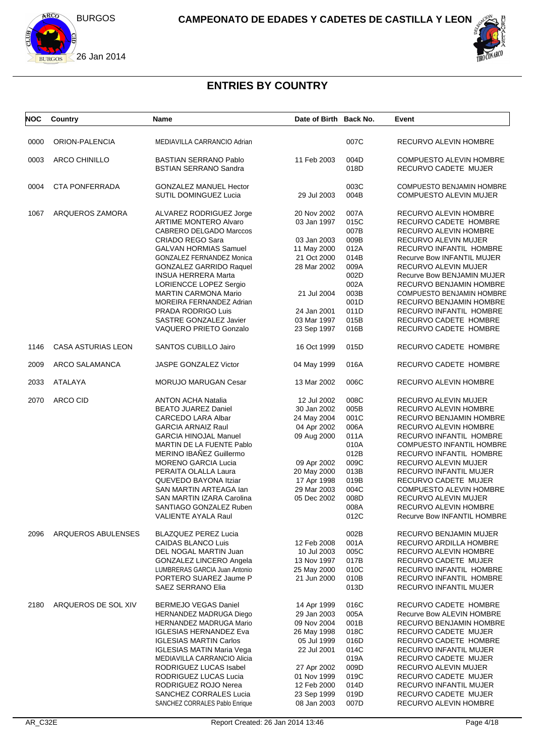# CAMPEONATO DE EDADES Y CADETES DE CASTILLA Y LEON

BURGOS

26 Jan 2014

## ENTRIES BY COUNTRY

| NOC | Country | Name | Date of Birth | Back No. | Event |
|---|---|---|---|---|---|
| 0000 | ORION-PALENCIA | MEDIAVILLA CARRANCIO Adrian | | 007C | RECURVO ALEVIN HOMBRE |
| 0003 | ARCO CHINILLO | BASTIAN SERRANO Pablo | 11 Feb 2003 | 004D | COMPUESTO ALEVIN HOMBRE |
| | | BSTIAN SERRANO Sandra | | 018D | RECURVO CADETE MUJER |
| 0004 | CTA PONFERRADA | GONZALEZ MANUEL Hector | | 003C | COMPUESTO BENJAMIN HOMBRE |
| | | SUTIL DOMINGUEZ Lucia | 29 Jul 2003 | 004B | COMPUESTO ALEVIN MUJER |
| 1067 | ARQUEROS ZAMORA | ALVAREZ RODRIGUEZ Jorge | 20 Nov 2002 | 007A | RECURVO ALEVIN HOMBRE |
| | | ARTIME MONTERO Alvaro | 03 Jan 1997 | 015C | RECURVO CADETE HOMBRE |
| | | CABRERO DELGADO Marccos | | 007B | RECURVO ALEVIN HOMBRE |
| | | CRIADO REGO Sara | 03 Jan 2003 | 009B | RECURVO ALEVIN MUJER |
| | | GALVAN HORMIAS Samuel | 11 May 2000 | 012A | RECURVO INFANTIL HOMBRE |
| | | GONZALEZ FERNANDEZ Monica | 21 Oct 2000 | 014B | Recurve Bow INFANTIL MUJER |
| | | GONZALEZ GARRIDO Raquel | 28 Mar 2002 | 009A | RECURVO ALEVIN MUJER |
| | | INSUA HERRERA Marta | | 002D | Recurve Bow BENJAMIN MUJER |
| | | LORIENCCE LOPEZ Sergio | | 002A | RECURVO BENJAMIN HOMBRE |
| | | MARTIN CARMONA Mario | 21 Jul 2004 | 003B | COMPUESTO BENJAMIN HOMBRE |
| | | MOREIRA FERNANDEZ Adrian | | 001D | RECURVO BENJAMIN HOMBRE |
| | | PRADA RODRIGO Luis | 24 Jan 2001 | 011D | RECURVO INFANTIL HOMBRE |
| | | SASTRE GONZALEZ Javier | 03 Mar 1997 | 015B | RECURVO CADETE HOMBRE |
| | | VAQUERO PRIETO Gonzalo | 23 Sep 1997 | 016B | RECURVO CADETE HOMBRE |
| 1146 | CASA ASTURIAS LEON | SANTOS CUBILLO Jairo | 16 Oct 1999 | 015D | RECURVO CADETE HOMBRE |
| 2009 | ARCO SALAMANCA | JASPE GONZALEZ Victor | 04 May 1999 | 016A | RECURVO CADETE HOMBRE |
| 2033 | ATALAYA | MORUJO MARUGAN Cesar | 13 Mar 2002 | 006C | RECURVO ALEVIN HOMBRE |
| 2070 | ARCO CID | ANTON ACHA Natalia | 12 Jul 2002 | 008C | RECURVO ALEVIN MUJER |
| | | BEATO JUAREZ Daniel | 30 Jan 2002 | 005B | RECURVO ALEVIN HOMBRE |
| | | CARCEDO LARA Albar | 24 May 2004 | 001C | RECURVO BENJAMIN HOMBRE |
| | | GARCIA ARNAIZ Raul | 04 Apr 2002 | 006A | RECURVO ALEVIN HOMBRE |
| | | GARCIA HINOJAL Manuel | 09 Aug 2000 | 011A | RECURVO INFANTIL HOMBRE |
| | | MARTIN DE LA FUENTE Pablo | | 010A | COMPUESTO INFANTIL HOMBRE |
| | | MERINO IBAÑEZ Guillermo | | 012B | RECURVO INFANTIL HOMBRE |
| | | MORENO GARCIA Lucia | 09 Apr 2002 | 009C | RECURVO ALEVIN MUJER |
| | | PERAITA OLALLA Laura | 20 May 2000 | 013B | RECURVO INFANTIL MUJER |
| | | QUEVEDO BAYONA Itziar | 17 Apr 1998 | 019B | RECURVO CADETE MUJER |
| | | SAN MARTIN ARTEAGA Ian | 29 Mar 2003 | 004C | COMPUESTO ALEVIN HOMBRE |
| | | SAN MARTIN IZARA Carolina | 05 Dec 2002 | 008D | RECURVO ALEVIN MUJER |
| | | SANTIAGO GONZALEZ Ruben | | 008A | RECURVO ALEVIN HOMBRE |
| | | VALIENTE AYALA Raul | | 012C | Recurve Bow INFANTIL HOMBRE |
| 2096 | ARQUEROS ABULENSES | BLAZQUEZ PEREZ Lucia | | 002B | RECURVO BENJAMIN MUJER |
| | | CAIDAS BLANCO Luis | 12 Feb 2008 | 001A | RECURVO ARDILLA HOMBRE |
| | | DEL NOGAL MARTIN Juan | 10 Jul 2003 | 005C | RECURVO ALEVIN HOMBRE |
| | | GONZALEZ LINCERO Angela | 13 Nov 1997 | 017B | RECURVO CADETE MUJER |
| | | LUMBRERAS GARCIA Juan Antonio | 25 May 2000 | 010C | RECURVO INFANTIL HOMBRE |
| | | PORTERO SUAREZ Jaume P | 21 Jun 2000 | 010B | RECURVO INFANTIL HOMBRE |
| | | SAEZ SERRANO Elia | | 013D | RECURVO INFANTIL MUJER |
| 2180 | ARQUEROS DE SOL XIV | BERMEJO VEGAS Daniel | 14 Apr 1999 | 016C | RECURVO CADETE HOMBRE |
| | | HERNANDEZ MADRUGA Diego | 29 Jan 2003 | 005A | Recurve Bow ALEVIN HOMBRE |
| | | HERNANDEZ MADRUGA Mario | 09 Nov 2004 | 001B | RECURVO BENJAMIN HOMBRE |
| | | IGLESIAS HERNANDEZ Eva | 26 May 1998 | 018C | RECURVO CADETE MUJER |
| | | IGLESIAS MARTIN Carlos | 05 Jul 1999 | 016D | RECURVO CADETE HOMBRE |
| | | IGLESIAS MATIN Maria Vega | 22 Jul 2001 | 014C | RECURVO INFANTIL MUJER |
| | | MEDIAVILLA CARRANCIO Alicia | | 019A | RECURVO CADETE MUJER |
| | | RODRIGUEZ LUCAS Isabel | 27 Apr 2002 | 009D | RECURVO ALEVIN MUJER |
| | | RODRIGUEZ LUCAS Lucia | 01 Nov 1999 | 019C | RECURVO CADETE MUJER |
| | | RODRIGUEZ ROJO Nerea | 12 Feb 2000 | 014D | RECURVO INFANTIL MUJER |
| | | SANCHEZ CORRALES Lucia | 23 Sep 1999 | 019D | RECURVO CADETE MUJER |
| | | SANCHEZ CORRALES Pablo Enrique | 08 Jan 2003 | 007D | RECURVO ALEVIN HOMBRE |

AR_C32E Report Created: 26 Jan 2014 13:46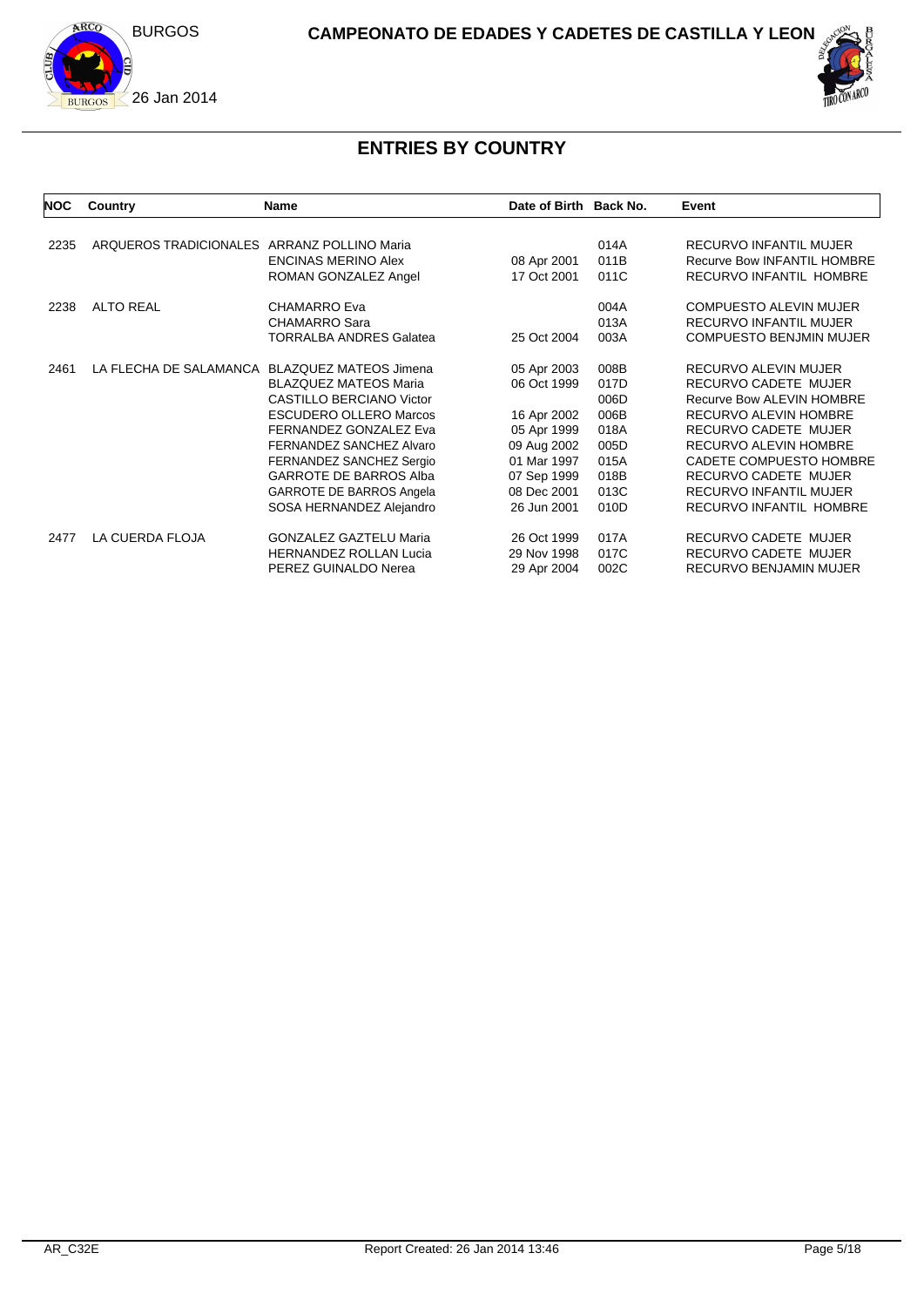# ENTRIES BY COUNTRY

| NOC | Country | Name | Date of Birth | Back No. | Event |
|---|---|---|---|---|---|
| 2235 | ARQUEROS TRADICIONALES | ARRANZ POLLINO Maria | | 014A | RECURVO INFANTIL MUJER |
| | | ENCINAS MERINO Alex | 08 Apr 2001 | 011B | Recurve Bow INFANTIL HOMBRE |
| | | ROMAN GONZALEZ Angel | 17 Oct 2001 | 011C | RECURVO INFANTIL HOMBRE |
| 2238 | ALTO REAL | CHAMARRO Eva | | 004A | COMPUESTO ALEVIN MUJER |
| | | CHAMARRO Sara | | 013A | RECURVO INFANTIL MUJER |
| | | TORRALBA ANDRES Galatea | 25 Oct 2004 | 003A | COMPUESTO BENJMIN MUJER |
| 2461 | LA FLECHA DE SALAMANCA | BLAZQUEZ MATEOS Jimena | 05 Apr 2003 | 008B | RECURVO ALEVIN MUJER |
| | | BLAZQUEZ MATEOS Maria | 06 Oct 1999 | 017D | RECURVO CADETE MUJER |
| | | CASTILLO BERCIANO Victor | | 006D | Recurve Bow ALEVIN HOMBRE |
| | | ESCUDERO OLLERO Marcos | 16 Apr 2002 | 006B | RECURVO ALEVIN HOMBRE |
| | | FERNANDEZ GONZALEZ Eva | 05 Apr 1999 | 018A | RECURVO CADETE MUJER |
| | | FERNANDEZ SANCHEZ Alvaro | 09 Aug 2002 | 005D | RECURVO ALEVIN HOMBRE |
| | | FERNANDEZ SANCHEZ Sergio | 01 Mar 1997 | 015A | CADETE COMPUESTO HOMBRE |
| | | GARROTE DE BARROS Alba | 07 Sep 1999 | 018B | RECURVO CADETE MUJER |
| | | GARROTE DE BARROS Angela | 08 Dec 2001 | 013C | RECURVO INFANTIL MUJER |
| | | SOSA HERNANDEZ Alejandro | 26 Jun 2001 | 010D | RECURVO INFANTIL HOMBRE |
| 2477 | LA CUERDA FLOJA | GONZALEZ GAZTELU Maria | 26 Oct 1999 | 017A | RECURVO CADETE MUJER |
| | | HERNANDEZ ROLLAN Lucia | 29 Nov 1998 | 017C | RECURVO CADETE MUJER |
| | | PEREZ GUINALDO Nerea | 29 Apr 2004 | 002C | RECURVO BENJAMIN MUJER |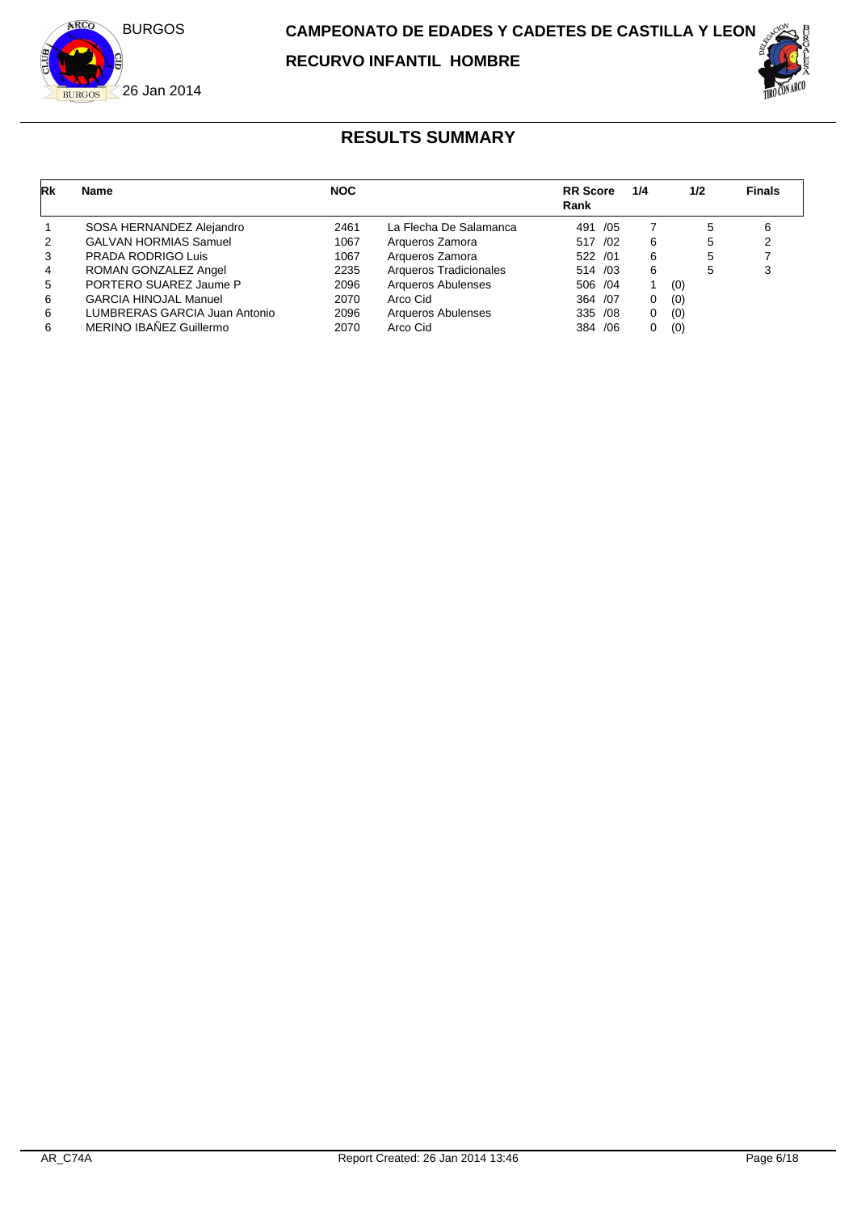# CAMPEONATO DE EDADES Y CADETES DE CASTILLA Y LEON

## RECURVO INFANTIL HOMBRE

BURGOS

26 Jan 2014

## RESULTS SUMMARY

| Rk | Name | NOC | | RR Score Rank | 1/4 | 1/2 | Finals |
|---|---|---|---|---|---|---|---|
| 1 | SOSA HERNANDEZ Alejandro | 2461 | La Flecha De Salamanca | 491 /05 | 7 | 5 | 6 |
| 2 | GALVAN HORMIAS Samuel | 1067 | Arqueros Zamora | 517 /02 | 6 | 5 | 2 |
| 3 | PRADA RODRIGO Luis | 1067 | Arqueros Zamora | 522 /01 | 6 | 5 | 7 |
| 4 | ROMAN GONZALEZ Angel | 2235 | Arqueros Tradicionales | 514 /03 | 6 | 5 | 3 |
| 5 | PORTERO SUAREZ Jaume P | 2096 | Arqueros Abulenses | 506 /04 | 1 (0) | | |
| 6 | GARCIA HINOJAL Manuel | 2070 | Arco Cid | 364 /07 | 0 (0) | | |
| 6 | LUMBRERAS GARCIA Juan Antonio | 2096 | Arqueros Abulenses | 335 /08 | 0 (0) | | |
| 6 | MERINO IBAÑEZ Guillermo | 2070 | Arco Cid | 384 /06 | 0 (0) | | |

AR_C74A Report Created: 26 Jan 2014 13:46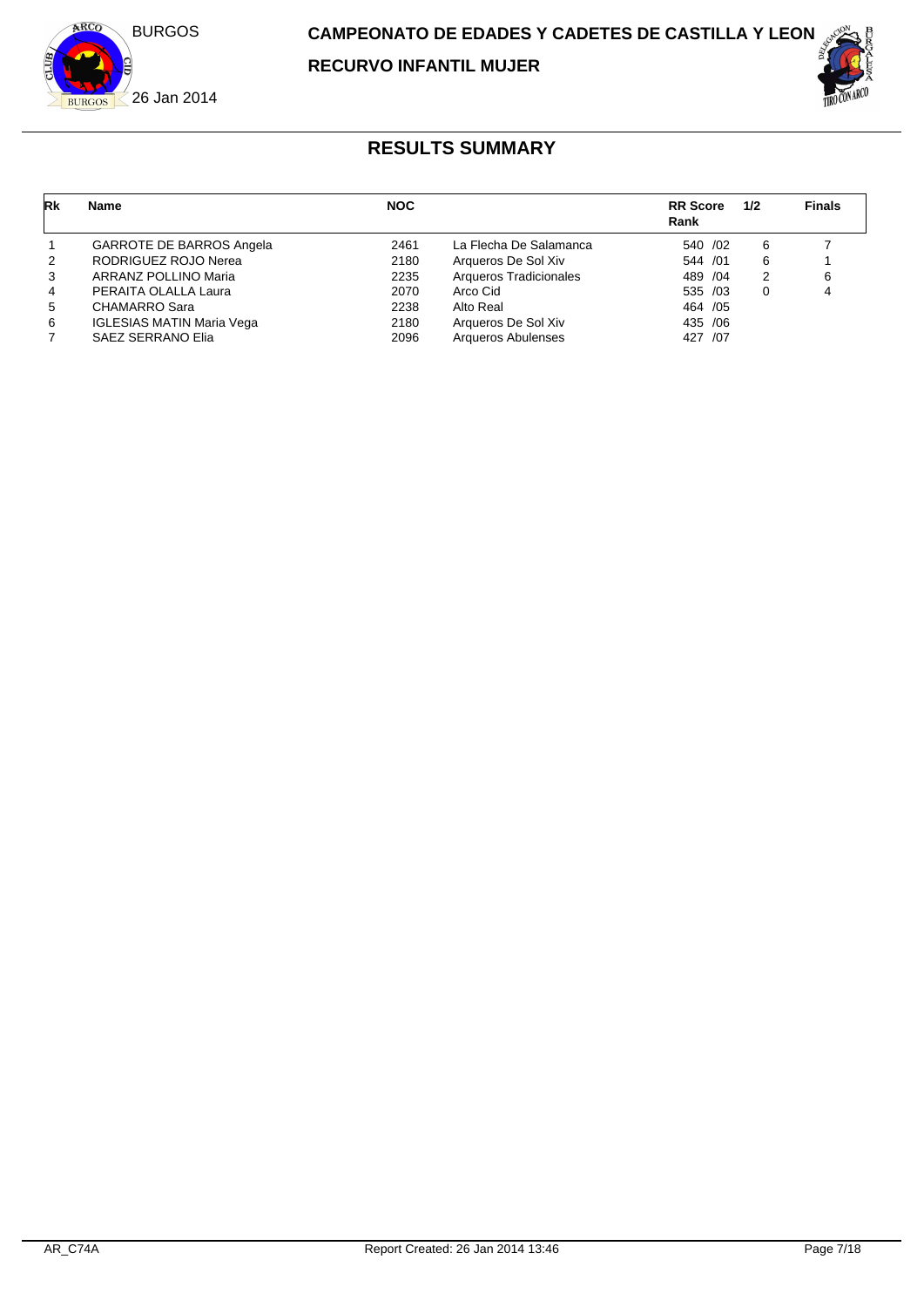# CAMPEONATO DE EDADES Y CADETES DE CASTILLA Y LEON

## RECURVO INFANTIL MUJER

BURGOS

26 Jan 2014

## RESULTS SUMMARY

| Rk | Name | NOC | | RR Score Rank | 1/2 | Finals |
|---|---|---|---|---|---|---|
| 1 | GARROTE DE BARROS Angela | 2461 | La Flecha De Salamanca | 540 /02 | 6 | 7 |
| 2 | RODRIGUEZ ROJO Nerea | 2180 | Arqueros De Sol Xiv | 544 /01 | 6 | 1 |
| 3 | ARRANZ POLLINO Maria | 2235 | Arqueros Tradicionales | 489 /04 | 2 | 6 |
| 4 | PERAITA OLALLA Laura | 2070 | Arco Cid | 535 /03 | 0 | 4 |
| 5 | CHAMARRO Sara | 2238 | Alto Real | 464 /05 | | |
| 6 | IGLESIAS MATIN Maria Vega | 2180 | Arqueros De Sol Xiv | 435 /06 | | |
| 7 | SAEZ SERRANO Elia | 2096 | Arqueros Abulenses | 427 /07 | | |

AR_C74A Report Created: 26 Jan 2014 13:46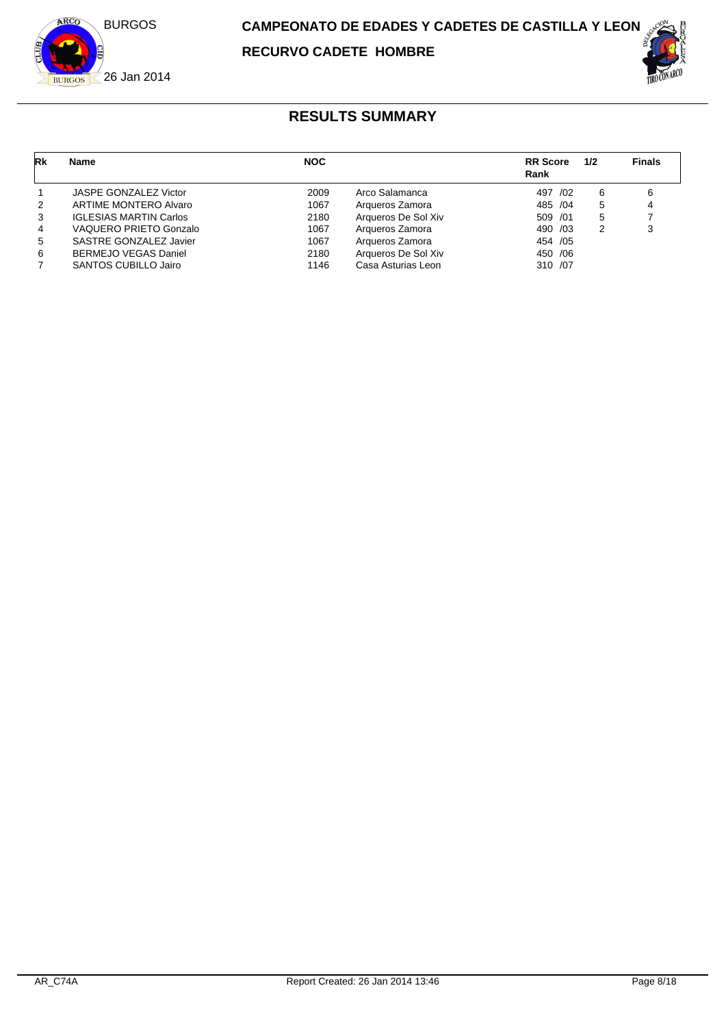# CAMPEONATO DE EDADES Y CADETES DE CASTILLA Y LEON

## RECURVO CADETE HOMBRE

BURGOS

26 Jan 2014

## RESULTS SUMMARY

| Rk | Name | NOC | | RR Score Rank | 1/2 | Finals |
|---|---|---|---|---|---|---|
| 1 | JASPE GONZALEZ Victor | 2009 | Arco Salamanca | 497 /02 | 6 | 6 |
| 2 | ARTIME MONTERO Alvaro | 1067 | Arqueros Zamora | 485 /04 | 5 | 4 |
| 3 | IGLESIAS MARTIN Carlos | 2180 | Arqueros De Sol Xiv | 509 /01 | 5 | 7 |
| 4 | VAQUERO PRIETO Gonzalo | 1067 | Arqueros Zamora | 490 /03 | 2 | 3 |
| 5 | SASTRE GONZALEZ Javier | 1067 | Arqueros Zamora | 454 /05 | | |
| 6 | BERMEJO VEGAS Daniel | 2180 | Arqueros De Sol Xiv | 450 /06 | | |
| 7 | SANTOS CUBILLO Jairo | 1146 | Casa Asturias Leon | 310 /07 | | |

AR_C74A | Report Created: 26 Jan 2014 13:46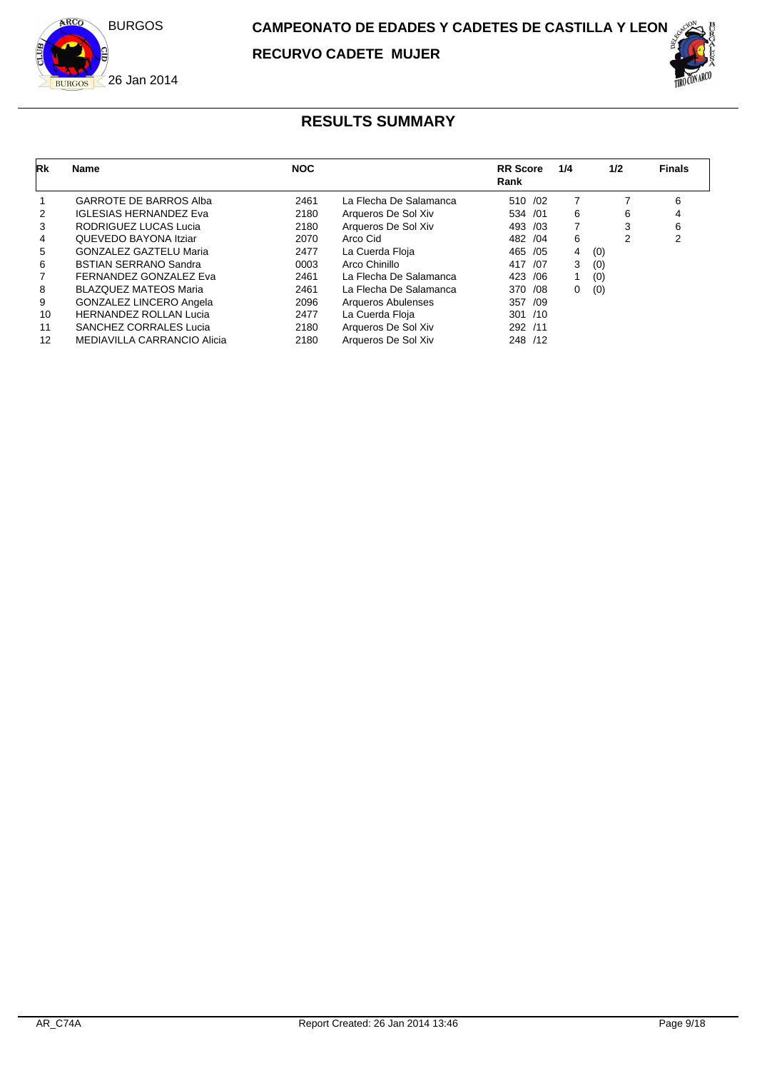CAMPEONATO DE EDADES Y CADETES DE CASTILLA Y LEON

BURGOS

26 Jan 2014

RECURVO CADETE MUJER

## RESULTS SUMMARY

| Rk | Name | NOC | | RR Score Rank | 1/4 | 1/2 | Finals |
|---|---|---|---|---|---|---|---|
| 1 | GARROTE DE BARROS Alba | 2461 | La Flecha De Salamanca | 510 /02 | 7 | 7 | 6 |
| 2 | IGLESIAS HERNANDEZ Eva | 2180 | Arqueros De Sol Xiv | 534 /01 | 6 | 6 | 4 |
| 3 | RODRIGUEZ LUCAS Lucia | 2180 | Arqueros De Sol Xiv | 493 /03 | 7 | 3 | 6 |
| 4 | QUEVEDO BAYONA Itziar | 2070 | Arco Cid | 482 /04 | 6 | 2 | 2 |
| 5 | GONZALEZ GAZTELU Maria | 2477 | La Cuerda Floja | 465 /05 | 4 (0) | | |
| 6 | BSTIAN SERRANO Sandra | 0003 | Arco Chinillo | 417 /07 | 3 (0) | | |
| 7 | FERNANDEZ GONZALEZ Eva | 2461 | La Flecha De Salamanca | 423 /06 | 1 (0) | | |
| 8 | BLAZQUEZ MATEOS Maria | 2461 | La Flecha De Salamanca | 370 /08 | 0 (0) | | |
| 9 | GONZALEZ LINCERO Angela | 2096 | Arqueros Abulenses | 357 /09 | | | |
| 10 | HERNANDEZ ROLLAN Lucia | 2477 | La Cuerda Floja | 301 /10 | | | |
| 11 | SANCHEZ CORRALES Lucia | 2180 | Arqueros De Sol Xiv | 292 /11 | | | |
| 12 | MEDIAVILLA CARRANCIO Alicia | 2180 | Arqueros De Sol Xiv | 248 /12 | | | |

AR_C74A Report Created: 26 Jan 2014 13:46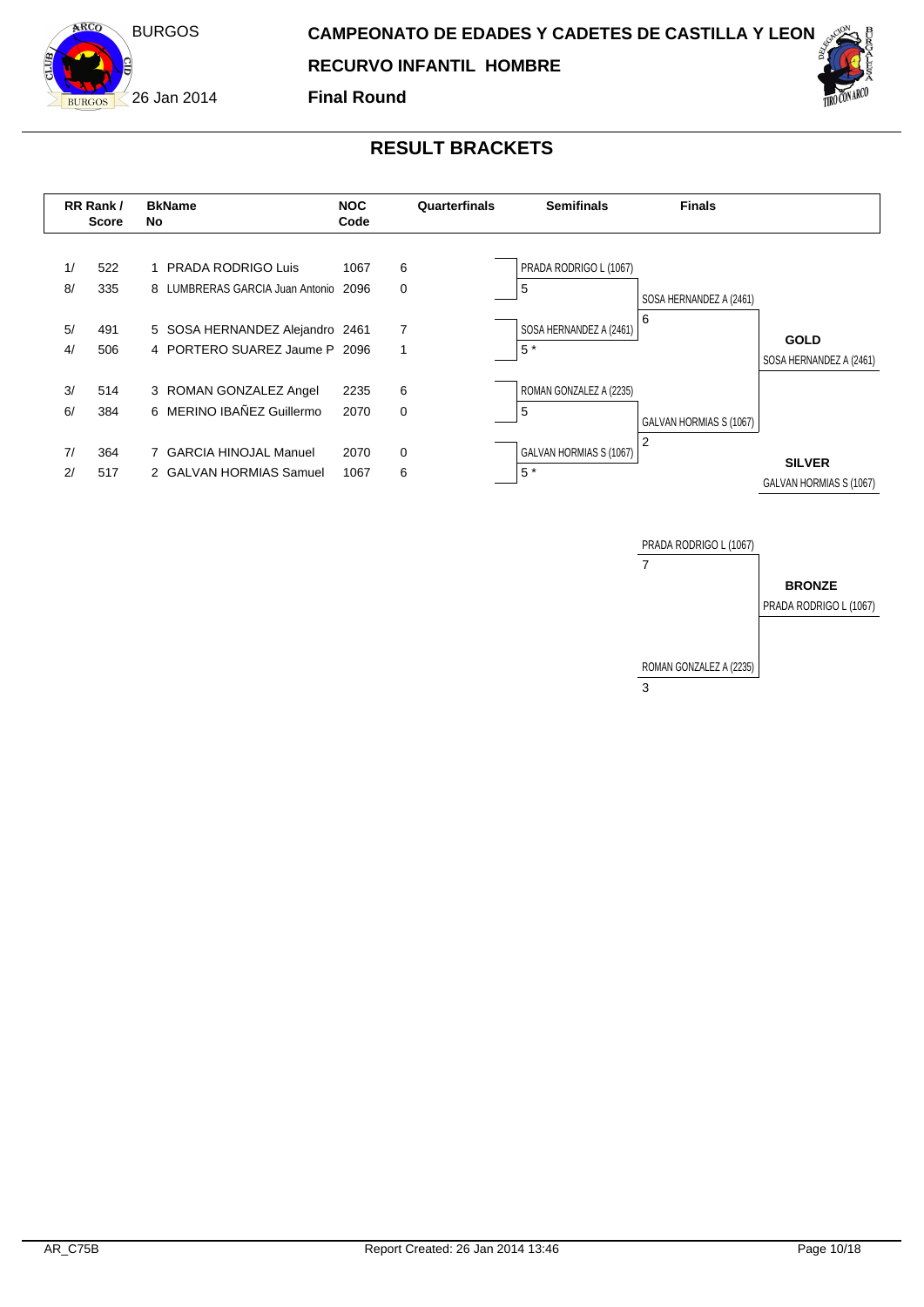**CAMPEONATO DE EDADES Y CADETES DE CASTILLA Y LEON**

**RECURVO INFANTIL HOMBRE**

BURGOS

26 Jan 2014

**Final Round**

## RESULT BRACKETS

| RR Rank / | Score | BkNo | Name | NOC Code | Quarterfinals | Semifinals | Finals |
|---|---|---|---|---|---|---|---|
| 1/ | 522 | 1 | PRADA RODRIGO Luis | 1067 | 6 | PRADA RODRIGO L (1067) | |
| 8/ | 335 | 8 | LUMBRERAS GARCIA Juan Antonio | 2096 | 0 | 5 | SOSA HERNANDEZ A (2461) |
| 5/ | 491 | 5 | SOSA HERNANDEZ Alejandro | 2461 | 7 | SOSA HERNANDEZ A (2461) | 6 |
| 4/ | 506 | 4 | PORTERO SUAREZ Jaume P | 2096 | 1 | 5 * | |
| 3/ | 514 | 3 | ROMAN GONZALEZ Angel | 2235 | 6 | ROMAN GONZALEZ A (2235) | |
| 6/ | 384 | 6 | MERINO IBAÑEZ Guillermo | 2070 | 0 | 5 | GALVAN HORMIAS S (1067) |
| 7/ | 364 | 7 | GARCIA HINOJAL Manuel | 2070 | 0 | GALVAN HORMIAS S (1067) | 2 |
| 2/ | 517 | 2 | GALVAN HORMIAS Samuel | 1067 | 6 | 5 * | |

**GOLD**
SOSA HERNANDEZ A (2461)

**SILVER**
GALVAN HORMIAS S (1067)

Bronze match:

| Name | Score |
|---|---|
| PRADA RODRIGO L (1067) | 7 |
| ROMAN GONZALEZ A (2235) | 3 |

**BRONZE**
PRADA RODRIGO L (1067)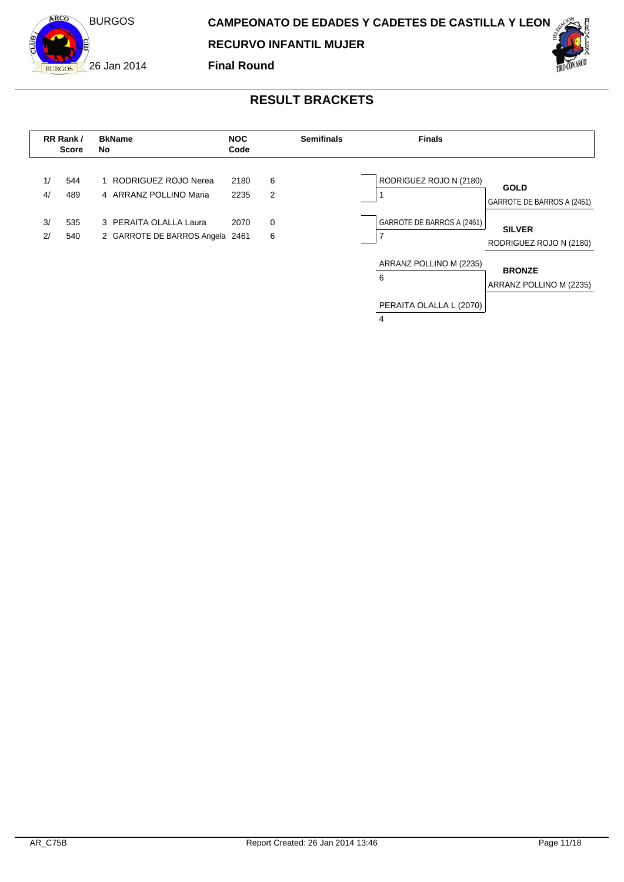# CAMPEONATO DE EDADES Y CADETES DE CASTILLA Y LEON

BURGOS

26 Jan 2014

## RECURVO INFANTIL MUJER

**Final Round**

## RESULT BRACKETS

| RR Rank / | Score | BkName No | NOC Code | Semifinals |
|---|---|---|---|---|
| 1/ | 544 | 1 RODRIGUEZ ROJO Nerea | 2180 | 6 |
| 4/ | 489 | 4 ARRANZ POLLINO Maria | 2235 | 2 |
| 3/ | 535 | 3 PERAITA OLALLA Laura | 2070 | 0 |
| 2/ | 540 | 2 GARROTE DE BARROS Angela | 2461 | 6 |

**Finals**

| Gold Final | Score |
|---|---|
| RODRIGUEZ ROJO N (2180) | 1 |
| GARROTE DE BARROS A (2461) | 7 |

| Bronze Final | Score |
|---|---|
| ARRANZ POLLINO M (2235) | 6 |
| PERAITA OLALLA L (2070) | 4 |

**GOLD**
GARROTE DE BARROS A (2461)

**SILVER**
RODRIGUEZ ROJO N (2180)

**BRONZE**
ARRANZ POLLINO M (2235)

AR_C75B — Report Created: 26 Jan 2014 13:46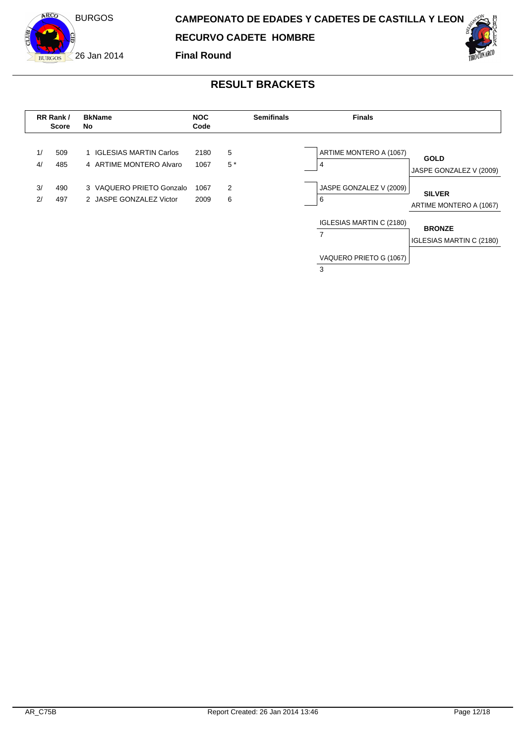# CAMPEONATO DE EDADES Y CADETES DE CASTILLA Y LEON

## RECURVO CADETE HOMBRE

**Final Round**

BURGOS

26 Jan 2014

## RESULT BRACKETS

| RR Rank / | Score | BkName No | | NOC Code | Semifinals | Finals |
|---|---|---|---|---|---|---|
| 1/ | 509 | 1 | IGLESIAS MARTIN Carlos | 2180 | 5 | |
| 4/ | 485 | 4 | ARTIME MONTERO Alvaro | 1067 | 5 * | ARTIME MONTERO A (1067) 4 |
| 3/ | 490 | 3 | VAQUERO PRIETO Gonzalo | 1067 | 2 | |
| 2/ | 497 | 2 | JASPE GONZALEZ Victor | 2009 | 6 | JASPE GONZALEZ V (2009) 6 |

Bronze match: IGLESIAS MARTIN C (2180) 7 — VAQUERO PRIETO G (1067) 3

**GOLD**
JASPE GONZALEZ V (2009)

**SILVER**
ARTIME MONTERO A (1067)

**BRONZE**
IGLESIAS MARTIN C (2180)

AR_C75B

Report Created: 26 Jan 2014 13:46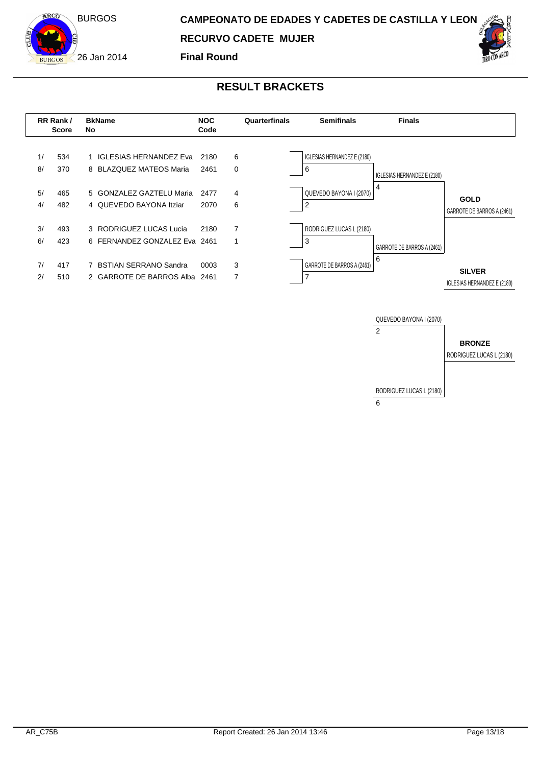# CAMPEONATO DE EDADES Y CADETES DE CASTILLA Y LEON

**RECURVO CADETE MUJER**

**Final Round**

BURGOS

26 Jan 2014

## RESULT BRACKETS

| RR Rank / | Score | BkNo | Name | NOC Code | Quarterfinals |
|---|---|---|---|---|---|
| 1/ | 534 | 1 | IGLESIAS HERNANDEZ Eva | 2180 | 6 |
| 8/ | 370 | 8 | BLAZQUEZ MATEOS Maria | 2461 | 0 |
| 5/ | 465 | 5 | GONZALEZ GAZTELU Maria | 2477 | 4 |
| 4/ | 482 | 4 | QUEVEDO BAYONA Itziar | 2070 | 6 |
| 3/ | 493 | 3 | RODRIGUEZ LUCAS Lucia | 2180 | 7 |
| 6/ | 423 | 6 | FERNANDEZ GONZALEZ Eva | 2461 | 1 |
| 7/ | 417 | 7 | BSTIAN SERRANO Sandra | 0003 | 3 |
| 2/ | 510 | 2 | GARROTE DE BARROS Alba | 2461 | 7 |

**Semifinals**

| Name | Score |
|---|---|
| IGLESIAS HERNANDEZ E (2180) | 6 |
| QUEVEDO BAYONA I (2070) | 2 |
| RODRIGUEZ LUCAS L (2180) | 3 |
| GARROTE DE BARROS A (2461) | 7 |

**Finals**

| Name | Score |
|---|---|
| IGLESIAS HERNANDEZ E (2180) | 4 |
| GARROTE DE BARROS A (2461) | 6 |

**GOLD**: GARROTE DE BARROS A (2461)

**SILVER**: IGLESIAS HERNANDEZ E (2180)

**Bronze match**

| Name | Score |
|---|---|
| QUEVEDO BAYONA I (2070) | 2 |
| RODRIGUEZ LUCAS L (2180) | 6 |

**BRONZE**: RODRIGUEZ LUCAS L (2180)

AR_C75B — Report Created: 26 Jan 2014 13:46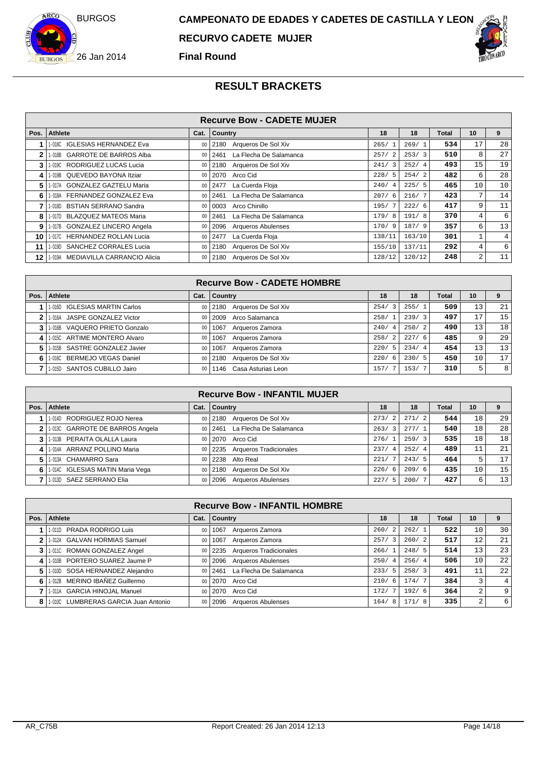# CAMPEONATO DE EDADES Y CADETES DE CASTILLA Y LEON

**RECURVO CADETE MUJER**

**Final Round**

BURGOS

26 Jan 2014

## RESULT BRACKETS

### Recurve Bow - CADETE MUJER

| Pos. | Athlete | Cat. | Country | 18 | 18 | Total | 10 | 9 |
|---|---|---|---|---|---|---|---|---|
| 1 | 1-018C IGLESIAS HERNANDEZ Eva | 00 | 2180 Arqueros De Sol Xiv | 265/ 1 | 269/ 1 | 534 | 17 | 28 |
| 2 | 1-018B GARROTE DE BARROS Alba | 00 | 2461 La Flecha De Salamanca | 257/ 2 | 253/ 3 | 510 | 8 | 27 |
| 3 | 1-019C RODRIGUEZ LUCAS Lucia | 00 | 2180 Arqueros De Sol Xiv | 241/ 3 | 252/ 4 | 493 | 15 | 19 |
| 4 | 1-019B QUEVEDO BAYONA Itziar | 00 | 2070 Arco Cid | 228/ 5 | 254/ 2 | 482 | 6 | 28 |
| 5 | 1-017A GONZALEZ GAZTELU Maria | 00 | 2477 La Cuerda Floja | 240/ 4 | 225/ 5 | 465 | 10 | 10 |
| 6 | 1-018A FERNANDEZ GONZALEZ Eva | 00 | 2461 La Flecha De Salamanca | 207/ 6 | 216/ 7 | 423 | 7 | 14 |
| 7 | 1-018D BSTIAN SERRANO Sandra | 00 | 0003 Arco Chinillo | 195/ 7 | 222/ 6 | 417 | 9 | 11 |
| 8 | 1-017D BLAZQUEZ MATEOS Maria | 00 | 2461 La Flecha De Salamanca | 179/ 8 | 191/ 8 | 370 | 4 | 6 |
| 9 | 1-017B GONZALEZ LINCERO Angela | 00 | 2096 Arqueros Abulenses | 170/ 9 | 187/ 9 | 357 | 6 | 13 |
| 10 | 1-017C HERNANDEZ ROLLAN Lucia | 00 | 2477 La Cuerda Floja | 138/11 | 163/10 | 301 | 1 | 4 |
| 11 | 1-019D SANCHEZ CORRALES Lucia | 00 | 2180 Arqueros De Sol Xiv | 155/10 | 137/11 | 292 | 4 | 6 |
| 12 | 1-019A MEDIAVILLA CARRANCIO Alicia | 00 | 2180 Arqueros De Sol Xiv | 128/12 | 120/12 | 248 | 2 | 11 |

### Recurve Bow - CADETE HOMBRE

| Pos. | Athlete | Cat. | Country | 18 | 18 | Total | 10 | 9 |
|---|---|---|---|---|---|---|---|---|
| 1 | 1-016D IGLESIAS MARTIN Carlos | 00 | 2180 Arqueros De Sol Xiv | 254/ 3 | 255/ 1 | 509 | 13 | 21 |
| 2 | 1-016A JASPE GONZALEZ Victor | 00 | 2009 Arco Salamanca | 258/ 1 | 239/ 3 | 497 | 17 | 15 |
| 3 | 1-016B VAQUERO PRIETO Gonzalo | 00 | 1067 Arqueros Zamora | 240/ 4 | 250/ 2 | 490 | 13 | 18 |
| 4 | 1-015C ARTIME MONTERO Alvaro | 00 | 1067 Arqueros Zamora | 258/ 2 | 227/ 6 | 485 | 9 | 29 |
| 5 | 1-015B SASTRE GONZALEZ Javier | 00 | 1067 Arqueros Zamora | 220/ 5 | 234/ 4 | 454 | 13 | 13 |
| 6 | 1-016C BERMEJO VEGAS Daniel | 00 | 2180 Arqueros De Sol Xiv | 220/ 6 | 230/ 5 | 450 | 10 | 17 |
| 7 | 1-015D SANTOS CUBILLO Jairo | 00 | 1146 Casa Asturias Leon | 157/ 7 | 153/ 7 | 310 | 5 | 8 |

### Recurve Bow - INFANTIL MUJER

| Pos. | Athlete | Cat. | Country | 18 | 18 | Total | 10 | 9 |
|---|---|---|---|---|---|---|---|---|
| 1 | 1-014D RODRIGUEZ ROJO Nerea | 00 | 2180 Arqueros De Sol Xiv | 273/ 2 | 271/ 2 | 544 | 18 | 29 |
| 2 | 1-013C GARROTE DE BARROS Angela | 00 | 2461 La Flecha De Salamanca | 263/ 3 | 277/ 1 | 540 | 18 | 28 |
| 3 | 1-013B PERAITA OLALLA Laura | 00 | 2070 Arco Cid | 276/ 1 | 259/ 3 | 535 | 18 | 18 |
| 4 | 1-014A ARRANZ POLLINO Maria | 00 | 2235 Arqueros Tradicionales | 237/ 4 | 252/ 4 | 489 | 11 | 21 |
| 5 | 1-013A CHAMARRO Sara | 00 | 2238 Alto Real | 221/ 7 | 243/ 5 | 464 | 5 | 17 |
| 6 | 1-014C IGLESIAS MATIN Maria Vega | 00 | 2180 Arqueros De Sol Xiv | 226/ 6 | 209/ 6 | 435 | 10 | 15 |
| 7 | 1-013D SAEZ SERRANO Elia | 00 | 2096 Arqueros Abulenses | 227/ 5 | 200/ 7 | 427 | 6 | 13 |

### Recurve Bow - INFANTIL HOMBRE

| Pos. | Athlete | Cat. | Country | 18 | 18 | Total | 10 | 9 |
|---|---|---|---|---|---|---|---|---|
| 1 | 1-011D PRADA RODRIGO Luis | 00 | 1067 Arqueros Zamora | 260/ 2 | 262/ 1 | 522 | 10 | 30 |
| 2 | 1-012A GALVAN HORMIAS Samuel | 00 | 1067 Arqueros Zamora | 257/ 3 | 260/ 2 | 517 | 12 | 21 |
| 3 | 1-011C ROMAN GONZALEZ Angel | 00 | 2235 Arqueros Tradicionales | 266/ 1 | 248/ 5 | 514 | 13 | 23 |
| 4 | 1-010B PORTERO SUAREZ Jaume P | 00 | 2096 Arqueros Abulenses | 250/ 4 | 256/ 4 | 506 | 10 | 22 |
| 5 | 1-010D SOSA HERNANDEZ Alejandro | 00 | 2461 La Flecha De Salamanca | 233/ 5 | 258/ 3 | 491 | 11 | 22 |
| 6 | 1-012B MERINO IBAÑEZ Guillermo | 00 | 2070 Arco Cid | 210/ 6 | 174/ 7 | 384 | 3 | 4 |
| 7 | 1-011A GARCIA HINOJAL Manuel | 00 | 2070 Arco Cid | 172/ 7 | 192/ 6 | 364 | 2 | 9 |
| 8 | 1-010C LUMBRERAS GARCIA Juan Antonio | 00 | 2096 Arqueros Abulenses | 164/ 8 | 171/ 8 | 335 | 2 | 6 |

AR_C75B Report Created: 26 Jan 2014 12:13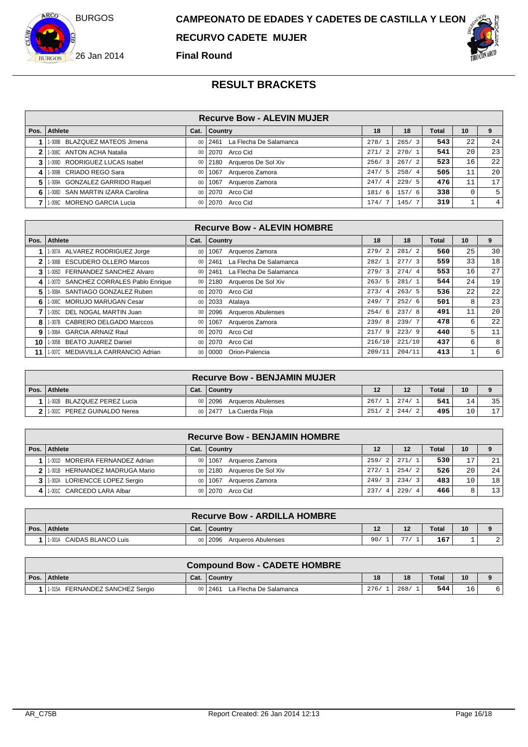# CAMPEONATO DE EDADES Y CADETES DE CASTILLA Y LEON

## RECURVO CADETE MUJER

**Final Round**

26 Jan 2014

## RESULT BRACKETS

### Recurve Bow - ALEVIN MUJER

| Pos. | Athlete | Cat. | Country | 18 | 18 | Total | 10 | 9 |
|---|---|---|---|---|---|---|---|---|
| 1 | 1-008B BLAZQUEZ MATEOS Jimena | 00 | 2461 La Flecha De Salamanca | 278/ 1 | 265/ 3 | 543 | 22 | 24 |
| 2 | 1-008C ANTON ACHA Natalia | 00 | 2070 Arco Cid | 271/ 2 | 270/ 1 | 541 | 20 | 23 |
| 3 | 1-009D RODRIGUEZ LUCAS Isabel | 00 | 2180 Arqueros De Sol Xiv | 256/ 3 | 267/ 2 | 523 | 16 | 22 |
| 4 | 1-009B CRIADO REGO Sara | 00 | 1067 Arqueros Zamora | 247/ 5 | 258/ 4 | 505 | 11 | 20 |
| 5 | 1-009A GONZALEZ GARRIDO Raquel | 00 | 1067 Arqueros Zamora | 247/ 4 | 229/ 5 | 476 | 11 | 17 |
| 6 | 1-008D SAN MARTIN IZARA Carolina | 00 | 2070 Arco Cid | 181/ 6 | 157/ 6 | 338 | 0 | 5 |
| 7 | 1-009C MORENO GARCIA Lucia | 00 | 2070 Arco Cid | 174/ 7 | 145/ 7 | 319 | 1 | 4 |

### Recurve Bow - ALEVIN HOMBRE

| Pos. | Athlete | Cat. | Country | 18 | 18 | Total | 10 | 9 |
|---|---|---|---|---|---|---|---|---|
| 1 | 1-007A ALVAREZ RODRIGUEZ Jorge | 00 | 1067 Arqueros Zamora | 279/ 2 | 281/ 2 | 560 | 25 | 30 |
| 2 | 1-006B ESCUDERO OLLERO Marcos | 00 | 2461 La Flecha De Salamanca | 282/ 1 | 277/ 3 | 559 | 33 | 18 |
| 3 | 1-005D FERNANDEZ SANCHEZ Alvaro | 00 | 2461 La Flecha De Salamanca | 279/ 3 | 274/ 4 | 553 | 16 | 27 |
| 4 | 1-007D SANCHEZ CORRALES Pablo Enrique | 00 | 2180 Arqueros De Sol Xiv | 263/ 5 | 281/ 1 | 544 | 24 | 19 |
| 5 | 1-008A SANTIAGO GONZALEZ Ruben | 00 | 2070 Arco Cid | 273/ 4 | 263/ 5 | 536 | 22 | 22 |
| 6 | 1-006C MORUJO MARUGAN Cesar | 00 | 2033 Atalaya | 249/ 7 | 252/ 6 | 501 | 8 | 23 |
| 7 | 1-005C DEL NOGAL MARTIN Juan | 00 | 2096 Arqueros Abulenses | 254/ 6 | 237/ 8 | 491 | 11 | 20 |
| 8 | 1-007B CABRERO DELGADO Marccos | 00 | 1067 Arqueros Zamora | 239/ 8 | 239/ 7 | 478 | 6 | 22 |
| 9 | 1-006A GARCIA ARNAIZ Raul | 00 | 2070 Arco Cid | 217/ 9 | 223/ 9 | 440 | 5 | 11 |
| 10 | 1-005B BEATO JUAREZ Daniel | 00 | 2070 Arco Cid | 216/10 | 221/10 | 437 | 6 | 8 |
| 11 | 1-007C MEDIAVILLA CARRANCIO Adrian | 00 | 0000 Orion-Palencia | 209/11 | 204/11 | 413 | 1 | 6 |

### Recurve Bow - BENJAMIN MUJER

| Pos. | Athlete | Cat. | Country | 12 | 12 | Total | 10 | 9 |
|---|---|---|---|---|---|---|---|---|
| 1 | 1-002B BLAZQUEZ PEREZ Lucia | 00 | 2096 Arqueros Abulenses | 267/ 1 | 274/ 1 | 541 | 14 | 35 |
| 2 | 1-002C PEREZ GUINALDO Nerea | 00 | 2477 La Cuerda Floja | 251/ 2 | 244/ 2 | 495 | 10 | 17 |

### Recurve Bow - BENJAMIN HOMBRE

| Pos. | Athlete | Cat. | Country | 12 | 12 | Total | 10 | 9 |
|---|---|---|---|---|---|---|---|---|
| 1 | 1-001D MOREIRA FERNANDEZ Adrian | 00 | 1067 Arqueros Zamora | 259/ 2 | 271/ 1 | 530 | 17 | 21 |
| 2 | 1-001B HERNANDEZ MADRUGA Mario | 00 | 2180 Arqueros De Sol Xiv | 272/ 1 | 254/ 2 | 526 | 20 | 24 |
| 3 | 1-002A LORIENCCE LOPEZ Sergio | 00 | 1067 Arqueros Zamora | 249/ 3 | 234/ 3 | 483 | 10 | 18 |
| 4 | 1-001C CARCEDO LARA Albar | 00 | 2070 Arco Cid | 237/ 4 | 229/ 4 | 466 | 8 | 13 |

### Recurve Bow - ARDILLA HOMBRE

| Pos. | Athlete | Cat. | Country | 12 | 12 | Total | 10 | 9 |
|---|---|---|---|---|---|---|---|---|
| 1 | 1-001A CAIDAS BLANCO Luis | 00 | 2096 Arqueros Abulenses | 90/ 1 | 77/ 1 | 167 | 1 | 2 |

### Compound Bow - CADETE HOMBRE

| Pos. | Athlete | Cat. | Country | 18 | 18 | Total | 10 | 9 |
|---|---|---|---|---|---|---|---|---|
| 1 | 1-015A FERNANDEZ SANCHEZ Sergio | 00 | 2461 La Flecha De Salamanca | 276/ 1 | 268/ 1 | 544 | 16 | 6 |

AR_C75B — Report Created: 26 Jan 2014 12:13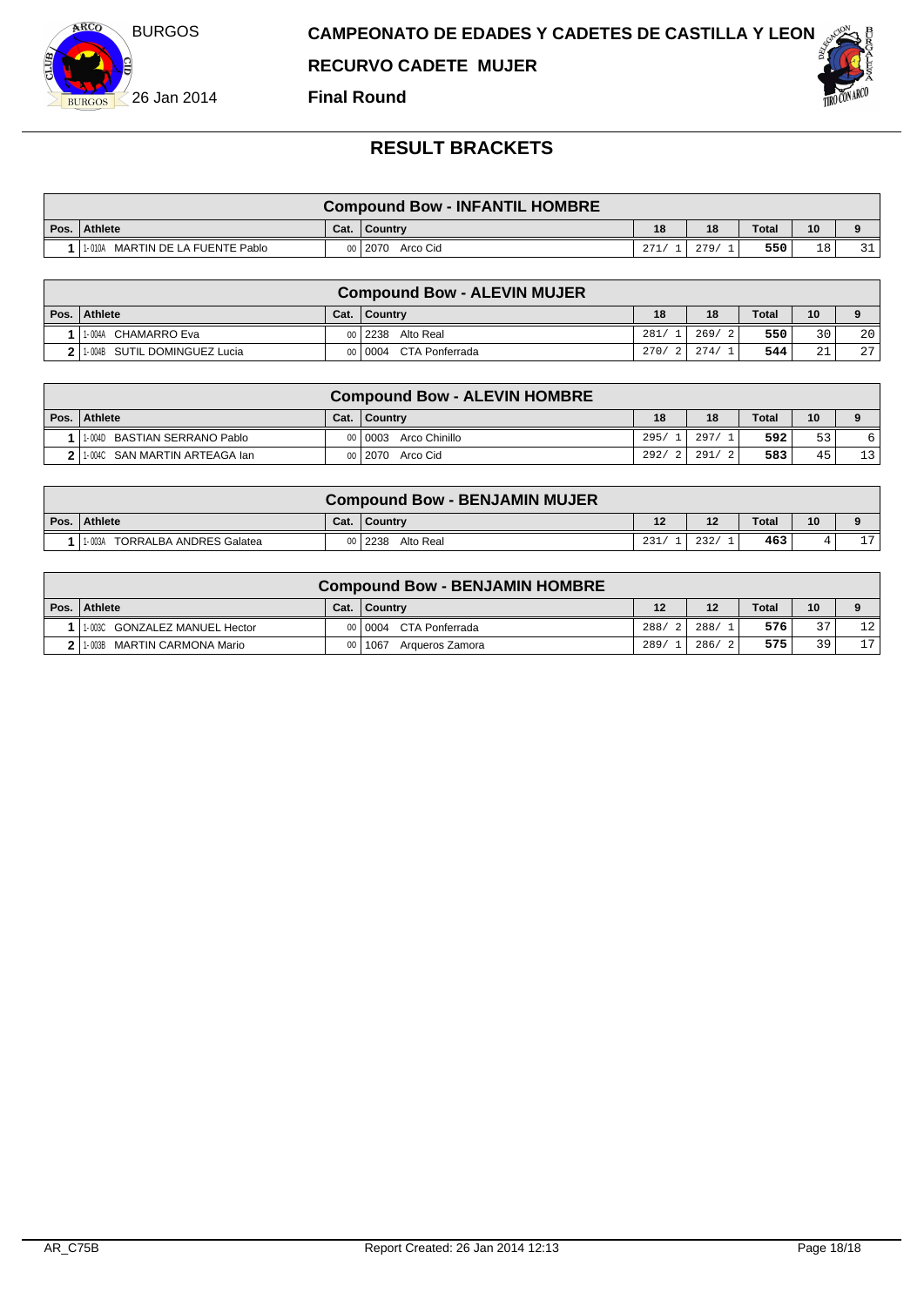# RESULT BRACKETS

| Compound Bow - INFANTIL HOMBRE | | | | | | | | |
|---|---|---|---|---|---|---|---|---|
| Pos. | Athlete | Cat. | Country | 18 | 18 | Total | 10 | 9 |
| 1 | 1-010A MARTIN DE LA FUENTE Pablo | 00 | 2070 Arco Cid | 271/ 1 | 279/ 1 | 550 | 18 | 31 |

| Compound Bow - ALEVIN MUJER | | | | | | | | |
|---|---|---|---|---|---|---|---|---|
| Pos. | Athlete | Cat. | Country | 18 | 18 | Total | 10 | 9 |
| 1 | 1-004A CHAMARRO Eva | 00 | 2238 Alto Real | 281/ 1 | 269/ 2 | 550 | 30 | 20 |
| 2 | 1-004B SUTIL DOMINGUEZ Lucia | 00 | 0004 CTA Ponferrada | 270/ 2 | 274/ 1 | 544 | 21 | 27 |

| Compound Bow - ALEVIN HOMBRE | | | | | | | | |
|---|---|---|---|---|---|---|---|---|
| Pos. | Athlete | Cat. | Country | 18 | 18 | Total | 10 | 9 |
| 1 | 1-004D BASTIAN SERRANO Pablo | 00 | 0003 Arco Chinillo | 295/ 1 | 297/ 1 | 592 | 53 | 6 |
| 2 | 1-004C SAN MARTIN ARTEAGA Ian | 00 | 2070 Arco Cid | 292/ 2 | 291/ 2 | 583 | 45 | 13 |

| Compound Bow - BENJAMIN MUJER | | | | | | | | |
|---|---|---|---|---|---|---|---|---|
| Pos. | Athlete | Cat. | Country | 12 | 12 | Total | 10 | 9 |
| 1 | 1-003A TORRALBA ANDRES Galatea | 00 | 2238 Alto Real | 231/ 1 | 232/ 1 | 463 | 4 | 17 |

| Compound Bow - BENJAMIN HOMBRE | | | | | | | | |
|---|---|---|---|---|---|---|---|---|
| Pos. | Athlete | Cat. | Country | 12 | 12 | Total | 10 | 9 |
| 1 | 1-003C GONZALEZ MANUEL Hector | 00 | 0004 CTA Ponferrada | 288/ 2 | 288/ 1 | 576 | 37 | 12 |
| 2 | 1-003B MARTIN CARMONA Mario | 00 | 1067 Arqueros Zamora | 289/ 1 | 286/ 2 | 575 | 39 | 17 |